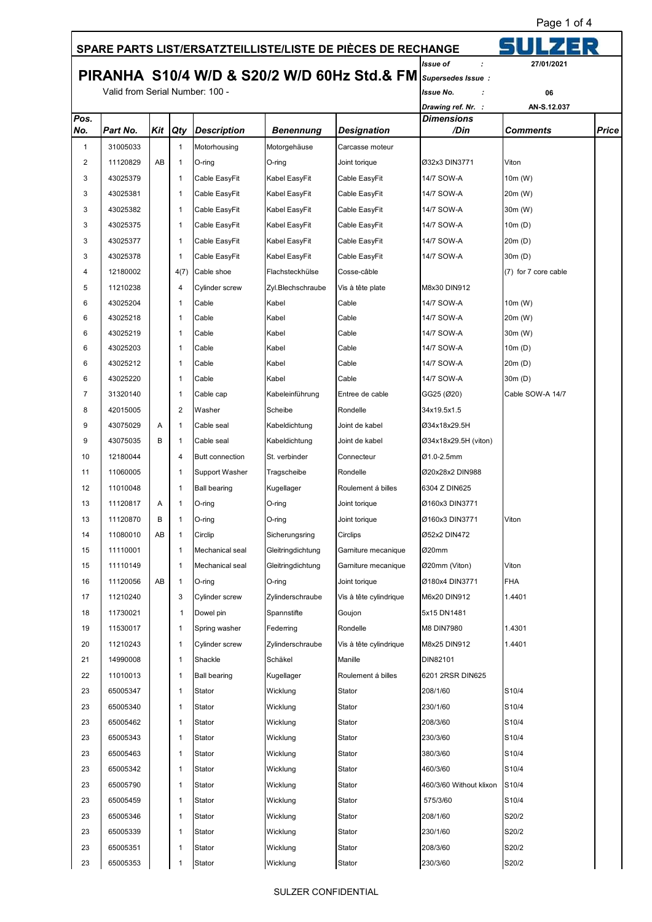## SPARE PARTS LIST/ERSATZTEILLISTE/LISTE DE PIÈCES DE RECHANGE

SULZER

# PIRANHA S10/4 W/D & S20/2 W/D 60Hz Std.& FM

Valid from Serial Number: 100 -

| | |
|---|---|
| *Issue of* : | 27/01/2021 |
| *Supersedes Issue* : | |
| *Issue No.* : | 06 |
| *Drawing ref. Nr.* : | AN-S.12.037 |

| Pos. No. | Part No. | Kit | Qty | Description | Benennung | Designation | Dimensions /Din | Comments | Price |
|---|---|---|---|---|---|---|---|---|---|
| 1 | 31005033 | | 1 | Motorhousing | Motorgehäuse | Carcasse moteur | | | |
| 2 | 11120829 | AB | 1 | O-ring | O-ring | Joint torique | Ø32x3 DIN3771 | Viton | |
| 3 | 43025379 | | 1 | Cable EasyFit | Kabel EasyFit | Cable EasyFit | 14/7 SOW-A | 10m (W) | |
| 3 | 43025381 | | 1 | Cable EasyFit | Kabel EasyFit | Cable EasyFit | 14/7 SOW-A | 20m (W) | |
| 3 | 43025382 | | 1 | Cable EasyFit | Kabel EasyFit | Cable EasyFit | 14/7 SOW-A | 30m (W) | |
| 3 | 43025375 | | 1 | Cable EasyFit | Kabel EasyFit | Cable EasyFit | 14/7 SOW-A | 10m (D) | |
| 3 | 43025377 | | 1 | Cable EasyFit | Kabel EasyFit | Cable EasyFit | 14/7 SOW-A | 20m (D) | |
| 3 | 43025378 | | 1 | Cable EasyFit | Kabel EasyFit | Cable EasyFit | 14/7 SOW-A | 30m (D) | |
| 4 | 12180002 | | 4(7) | Cable shoe | Flachsteckhülse | Cosse-câble | | (7) for 7 core cable | |
| 5 | 11210238 | | 4 | Cylinder screw | Zyl.Blechschraube | Vis à tête plate | M8x30 DIN912 | | |
| 6 | 43025204 | | 1 | Cable | Kabel | Cable | 14/7 SOW-A | 10m (W) | |
| 6 | 43025218 | | 1 | Cable | Kabel | Cable | 14/7 SOW-A | 20m (W) | |
| 6 | 43025219 | | 1 | Cable | Kabel | Cable | 14/7 SOW-A | 30m (W) | |
| 6 | 43025203 | | 1 | Cable | Kabel | Cable | 14/7 SOW-A | 10m (D) | |
| 6 | 43025212 | | 1 | Cable | Kabel | Cable | 14/7 SOW-A | 20m (D) | |
| 6 | 43025220 | | 1 | Cable | Kabel | Cable | 14/7 SOW-A | 30m (D) | |
| 7 | 31320140 | | 1 | Cable cap | Kabeleinführung | Entree de cable | GG25 (Ø20) | Cable SOW-A 14/7 | |
| 8 | 42015005 | | 2 | Washer | Scheibe | Rondelle | 34x19.5x1.5 | | |
| 9 | 43075029 | A | 1 | Cable seal | Kabeldichtung | Joint de kabel | Ø34x18x29.5H | | |
| 9 | 43075035 | B | 1 | Cable seal | Kabeldichtung | Joint de kabel | Ø34x18x29.5H (viton) | | |
| 10 | 12180044 | | 4 | Butt connection | St. verbinder | Connecteur | Ø1.0-2.5mm | | |
| 11 | 11060005 | | 1 | Support Washer | Tragscheibe | Rondelle | Ø20x28x2 DIN988 | | |
| 12 | 11010048 | | 1 | Ball bearing | Kugellager | Roulement á billes | 6304 Z DIN625 | | |
| 13 | 11120817 | A | 1 | O-ring | O-ring | Joint torique | Ø160x3 DIN3771 | | |
| 13 | 11120870 | B | 1 | O-ring | O-ring | Joint torique | Ø160x3 DIN3771 | Viton | |
| 14 | 11080010 | AB | 1 | Circlip | Sicherungsring | Circlips | Ø52x2 DIN472 | | |
| 15 | 11110001 | | 1 | Mechanical seal | Gleitringdichtung | Garniture mecanique | Ø20mm | | |
| 15 | 11110149 | | 1 | Mechanical seal | Gleitringdichtung | Garniture mecanique | Ø20mm (Viton) | Viton | |
| 16 | 11120056 | AB | 1 | O-ring | O-ring | Joint torique | Ø180x4 DIN3771 | FHA | |
| 17 | 11210240 | | 3 | Cylinder screw | Zylinderschraube | Vis à tête cylindrique | M6x20 DIN912 | 1.4401 | |
| 18 | 11730021 | | 1 | Dowel pin | Spannstifte | Goujon | 5x15 DN1481 | | |
| 19 | 11530017 | | 1 | Spring washer | Federring | Rondelle | M8 DIN7980 | 1.4301 | |
| 20 | 11210243 | | 1 | Cylinder screw | Zylinderschraube | Vis à tête cylindrique | M8x25 DIN912 | 1.4401 | |
| 21 | 14990008 | | 1 | Shackle | Schäkel | Manille | DIN82101 | | |
| 22 | 11010013 | | 1 | Ball bearing | Kugellager | Roulement á billes | 6201 2RSR DIN625 | | |
| 23 | 65005347 | | 1 | Stator | Wicklung | Stator | 208/1/60 | S10/4 | |
| 23 | 65005340 | | 1 | Stator | Wicklung | Stator | 230/1/60 | S10/4 | |
| 23 | 65005462 | | 1 | Stator | Wicklung | Stator | 208/3/60 | S10/4 | |
| 23 | 65005343 | | 1 | Stator | Wicklung | Stator | 230/3/60 | S10/4 | |
| 23 | 65005463 | | 1 | Stator | Wicklung | Stator | 380/3/60 | S10/4 | |
| 23 | 65005342 | | 1 | Stator | Wicklung | Stator | 460/3/60 | S10/4 | |
| 23 | 65005790 | | 1 | Stator | Wicklung | Stator | 460/3/60 Without klixon | S10/4 | |
| 23 | 65005459 | | 1 | Stator | Wicklung | Stator | 575/3/60 | S10/4 | |
| 23 | 65005346 | | 1 | Stator | Wicklung | Stator | 208/1/60 | S20/2 | |
| 23 | 65005339 | | 1 | Stator | Wicklung | Stator | 230/1/60 | S20/2 | |
| 23 | 65005351 | | 1 | Stator | Wicklung | Stator | 208/3/60 | S20/2 | |
| 23 | 65005353 | | 1 | Stator | Wicklung | Stator | 230/3/60 | S20/2 | |

SULZER CONFIDENTIAL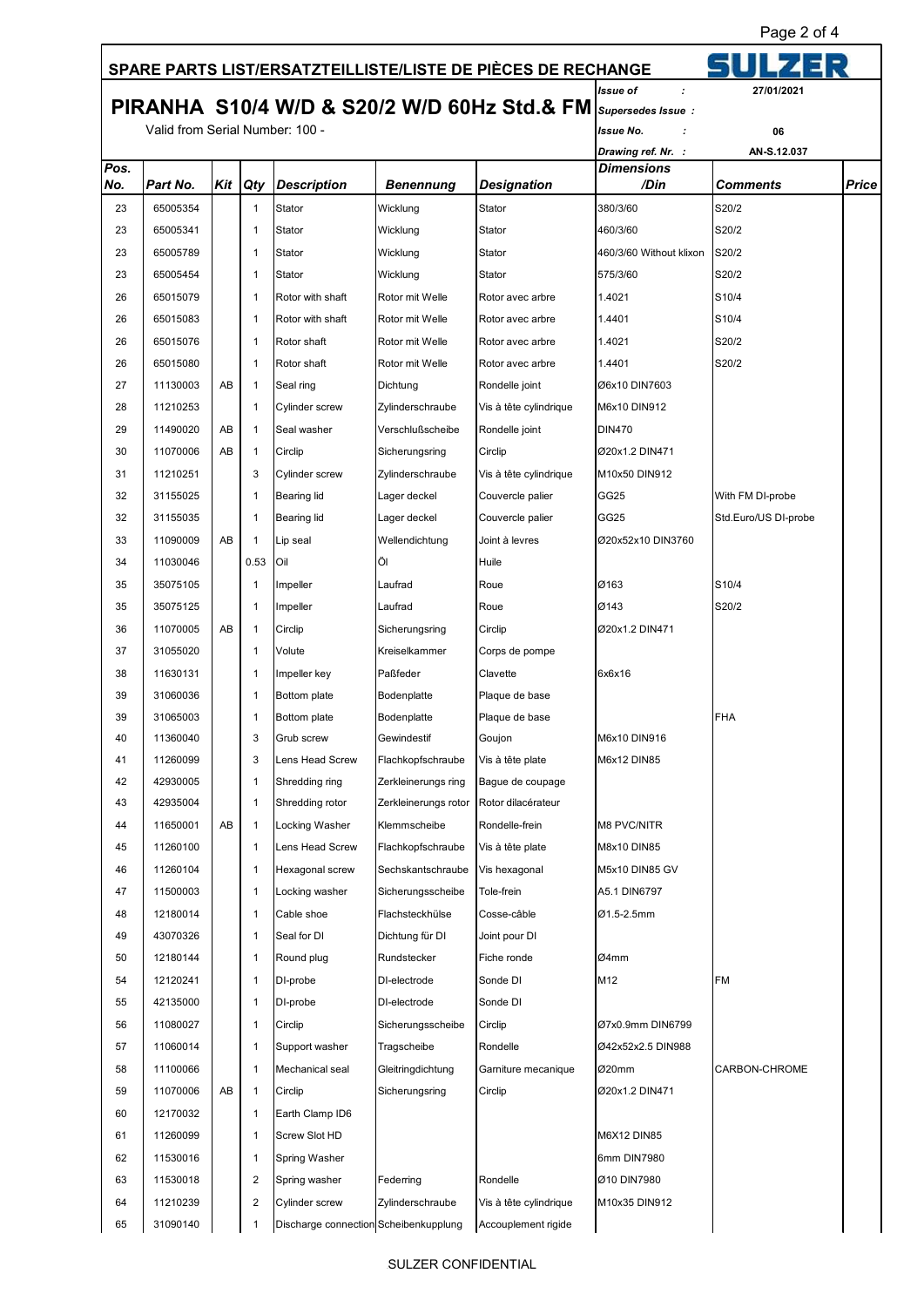## SPARE PARTS LIST/ERSATZTEILLISTE/LISTE DE PIÈCES DE RECHANGE

SULZER

# PIRANHA S10/4 W/D & S20/2 W/D 60Hz Std.& FM

Valid from Serial Number: 100 -

| | |
|---|---|
| Issue of : | 27/01/2021 |
| Supersedes Issue : | |
| Issue No. : | 06 |
| Drawing ref. Nr. : | AN-S.12.037 |

| Pos. No. | Part No. | Kit | Qty | Description | Benennung | Designation | Dimensions /Din | Comments | Price |
|---|---|---|---|---|---|---|---|---|---|
| 23 | 65005354 | | 1 | Stator | Wicklung | Stator | 380/3/60 | S20/2 | |
| 23 | 65005341 | | 1 | Stator | Wicklung | Stator | 460/3/60 | S20/2 | |
| 23 | 65005789 | | 1 | Stator | Wicklung | Stator | 460/3/60 Without klixon | S20/2 | |
| 23 | 65005454 | | 1 | Stator | Wicklung | Stator | 575/3/60 | S20/2 | |
| 26 | 65015079 | | 1 | Rotor with shaft | Rotor mit Welle | Rotor avec arbre | 1.4021 | S10/4 | |
| 26 | 65015083 | | 1 | Rotor with shaft | Rotor mit Welle | Rotor avec arbre | 1.4401 | S10/4 | |
| 26 | 65015076 | | 1 | Rotor shaft | Rotor mit Welle | Rotor avec arbre | 1.4021 | S20/2 | |
| 26 | 65015080 | | 1 | Rotor shaft | Rotor mit Welle | Rotor avec arbre | 1.4401 | S20/2 | |
| 27 | 11130003 | AB | 1 | Seal ring | Dichtung | Rondelle joint | Ø6x10 DIN7603 | | |
| 28 | 11210253 | | 1 | Cylinder screw | Zylinderschraube | Vis à tête cylindrique | M6x10 DIN912 | | |
| 29 | 11490020 | AB | 1 | Seal washer | Verschlußscheibe | Rondelle joint | DIN470 | | |
| 30 | 11070006 | AB | 1 | Circlip | Sicherungsring | Circlip | Ø20x1.2 DIN471 | | |
| 31 | 11210251 | | 3 | Cylinder screw | Zylinderschraube | Vis à tête cylindrique | M10x50 DIN912 | | |
| 32 | 31155025 | | 1 | Bearing lid | Lager deckel | Couvercle palier | GG25 | With FM DI-probe | |
| 32 | 31155035 | | 1 | Bearing lid | Lager deckel | Couvercle palier | GG25 | Std.Euro/US DI-probe | |
| 33 | 11090009 | AB | 1 | Lip seal | Wellendichtung | Joint à levres | Ø20x52x10 DIN3760 | | |
| 34 | 11030046 | | 0.53 | Oil | Öl | Huile | | | |
| 35 | 35075105 | | 1 | Impeller | Laufrad | Roue | Ø163 | S10/4 | |
| 35 | 35075125 | | 1 | Impeller | Laufrad | Roue | Ø143 | S20/2 | |
| 36 | 11070005 | AB | 1 | Circlip | Sicherungsring | Circlip | Ø20x1.2 DIN471 | | |
| 37 | 31055020 | | 1 | Volute | Kreiselkammer | Corps de pompe | | | |
| 38 | 11630131 | | 1 | Impeller key | Paßfeder | Clavette | 6x6x16 | | |
| 39 | 31060036 | | 1 | Bottom plate | Bodenplatte | Plaque de base | | | |
| 39 | 31065003 | | 1 | Bottom plate | Bodenplatte | Plaque de base | | FHA | |
| 40 | 11360040 | | 3 | Grub screw | Gewindestif | Goujon | M6x10 DIN916 | | |
| 41 | 11260099 | | 3 | Lens Head Screw | Flachkopfschraube | Vis à tête plate | M6x12 DIN85 | | |
| 42 | 42930005 | | 1 | Shredding ring | Zerkleinerungs ring | Bague de coupage | | | |
| 43 | 42935004 | | 1 | Shredding rotor | Zerkleinerungs rotor | Rotor dilacérateur | | | |
| 44 | 11650001 | AB | 1 | Locking Washer | Klemmscheibe | Rondelle-frein | M8 PVC/NITR | | |
| 45 | 11260100 | | 1 | Lens Head Screw | Flachkopfschraube | Vis à tête plate | M8x10 DIN85 | | |
| 46 | 11260104 | | 1 | Hexagonal screw | Sechskantschraube | Vis hexagonal | M5x10 DIN85 GV | | |
| 47 | 11500003 | | 1 | Locking washer | Sicherungsscheibe | Tole-frein | A5.1 DIN6797 | | |
| 48 | 12180014 | | 1 | Cable shoe | Flachsteckhülse | Cosse-câble | Ø1.5-2.5mm | | |
| 49 | 43070326 | | 1 | Seal for DI | Dichtung für DI | Joint pour DI | | | |
| 50 | 12180144 | | 1 | Round plug | Rundstecker | Fiche ronde | Ø4mm | | |
| 54 | 12120241 | | 1 | DI-probe | DI-electrode | Sonde DI | M12 | FM | |
| 55 | 42135000 | | 1 | DI-probe | DI-electrode | Sonde DI | | | |
| 56 | 11080027 | | 1 | Circlip | Sicherungsscheibe | Circlip | Ø7x0.9mm DIN6799 | | |
| 57 | 11060014 | | 1 | Support washer | Tragscheibe | Rondelle | Ø42x52x2.5 DIN988 | | |
| 58 | 11100066 | | 1 | Mechanical seal | Gleitringdichtung | Garniture mecanique | Ø20mm | CARBON-CHROME | |
| 59 | 11070006 | AB | 1 | Circlip | Sicherungsring | Circlip | Ø20x1.2 DIN471 | | |
| 60 | 12170032 | | 1 | Earth Clamp ID6 | | | | | |
| 61 | 11260099 | | 1 | Screw Slot HD | | | M6X12 DIN85 | | |
| 62 | 11530016 | | 1 | Spring Washer | | | 6mm DIN7980 | | |
| 63 | 11530018 | | 2 | Spring washer | Federring | Rondelle | Ø10 DIN7980 | | |
| 64 | 11210239 | | 2 | Cylinder screw | Zylinderschraube | Vis à tête cylindrique | M10x35 DIN912 | | |
| 65 | 31090140 | | 1 | Discharge connection | Scheibenkupplung | Accouplement rigide | | | |

SULZER CONFIDENTIAL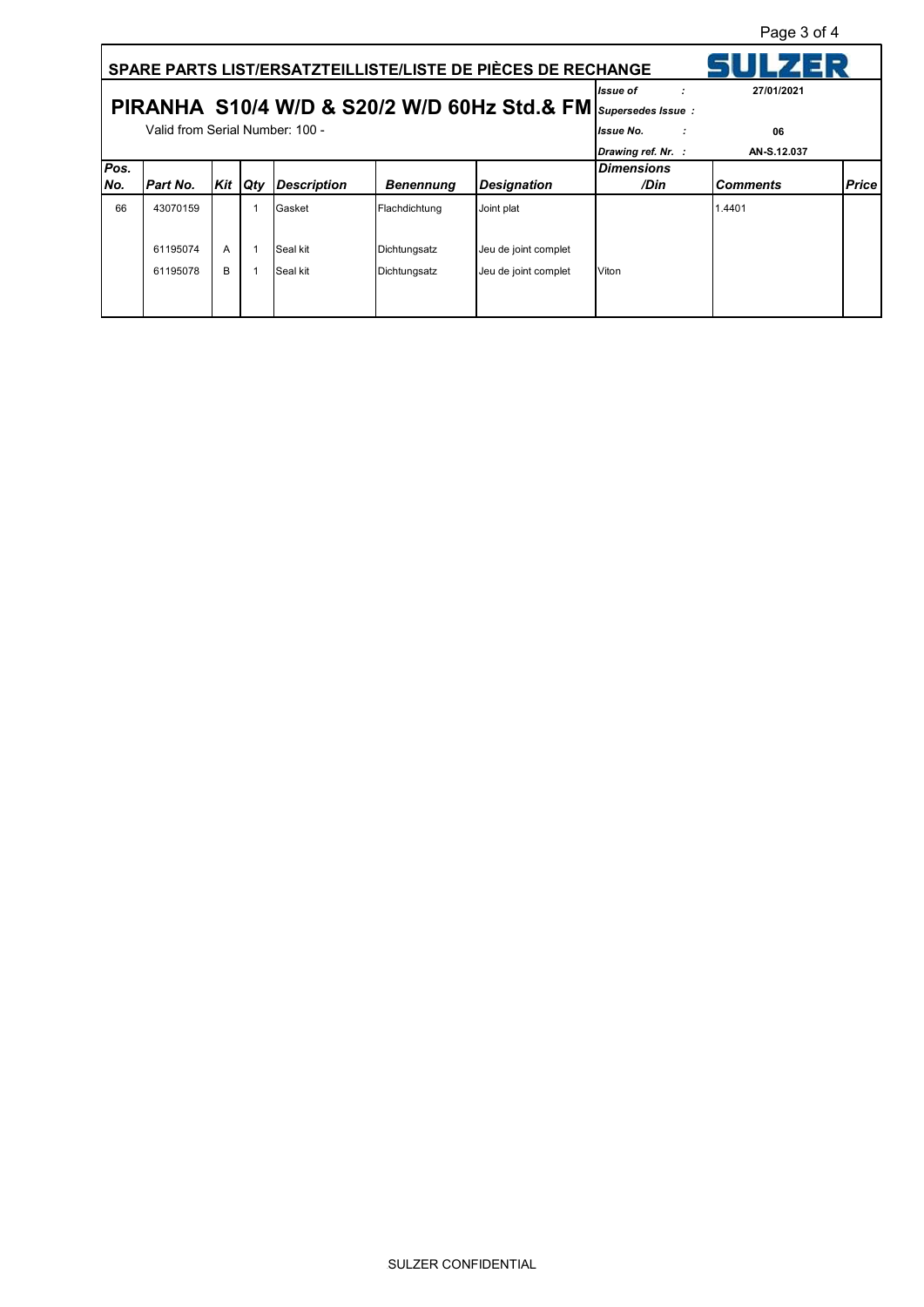## SPARE PARTS LIST/ERSATZTEILLISTE/LISTE DE PIÈCES DE RECHANGE

SULZER

# PIRANHA S10/4 W/D & S20/2 W/D 60Hz Std.& FM

Valid from Serial Number: 100 -

| | |
|---|---|
| *Issue of* : | 27/01/2021 |
| *Supersedes Issue* : | |
| *Issue No.* : | 06 |
| *Drawing ref. Nr.* : | AN-S.12.037 |

| Pos. No. | Part No. | Kit | Qty | Description | Benennung | Designation | Dimensions /Din | Comments | Price |
|---|---|---|---|---|---|---|---|---|---|
| 66 | 43070159 | | 1 | Gasket | Flachdichtung | Joint plat | | 1.4401 | |
| | 61195074 | A | 1 | Seal kit | Dichtungsatz | Jeu de joint complet | | | |
| | 61195078 | B | 1 | Seal kit | Dichtungsatz | Jeu de joint complet | Viton | | |

SULZER CONFIDENTIAL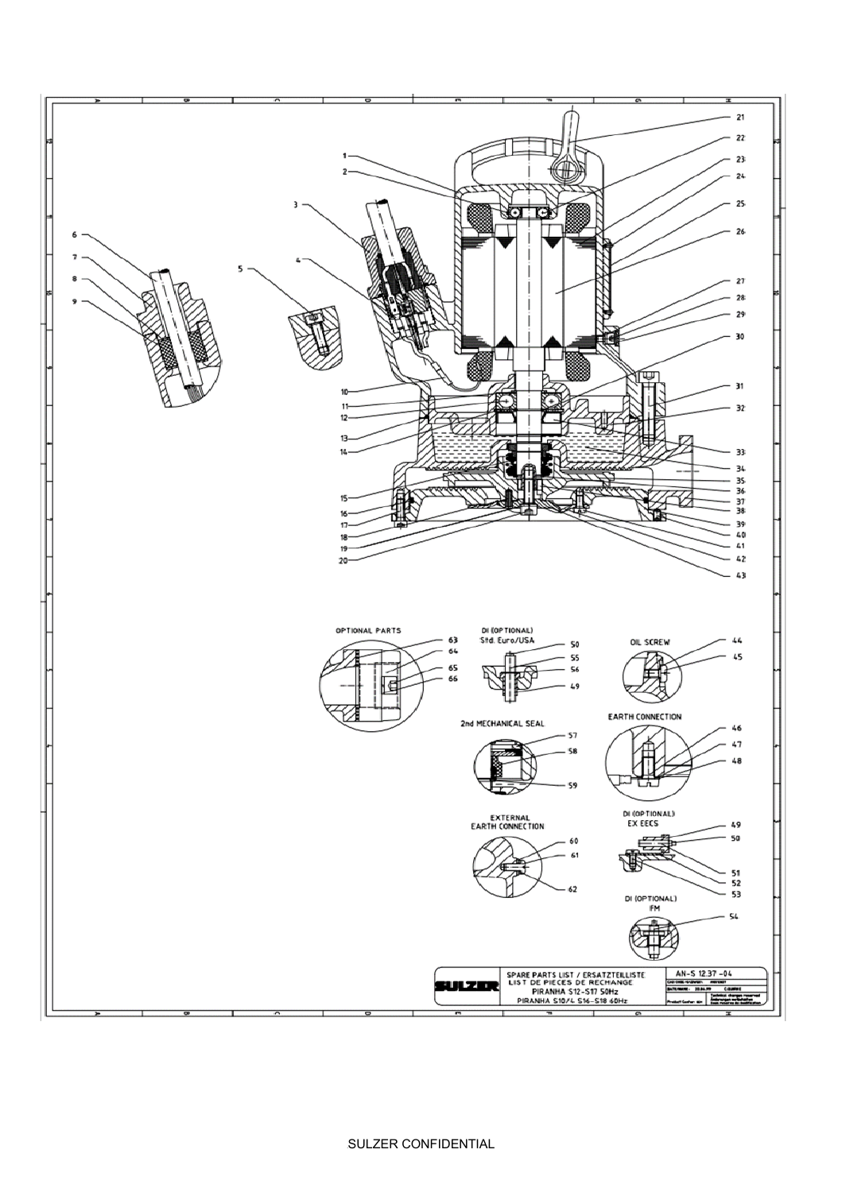OPTIONAL PARTS

DI (OPTIONAL)
Stfd. Euro./USA

OIL SCREW

2nd MECHANICAL SEAL

EARTH CONNECTION

EXTERNAL
EARTH CONNECTION

DI (OPTIONAL)
EX EECS

DI (OPTIONAL)
IFM

SULZER

SPARE PARTS LIST / ERSATZTEILLISTE
LIST DE PIECES DE RECHANGE
PIRANHA S12-S17 50Hz
PIRANHA S10/4 S16-S18 60Hz

AN-S 12.37 -04

SULZER CONFIDENTIAL